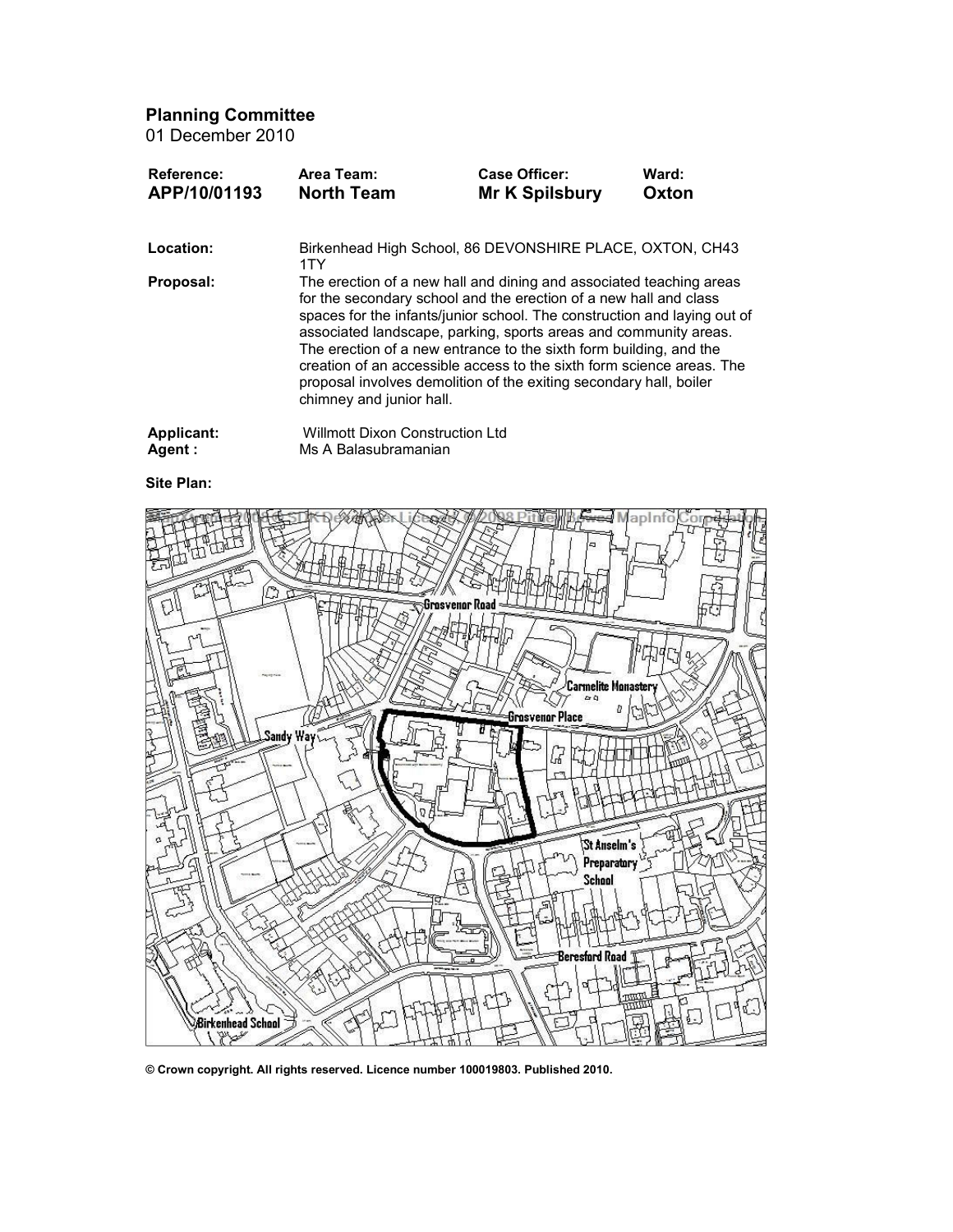## Planning Committee

01 December 2010

| Reference: | Area Team: | Case Officer: | Ward: |
| --- | --- | --- | --- |
| **APP/10/01193** | **North Team** | **Mr K Spilsbury** | **Oxton** |

**Location:** Birkenhead High School, 86 DEVONSHIRE PLACE, OXTON, CH43 1TY

**Proposal:** The erection of a new hall and dining and associated teaching areas for the secondary school and the erection of a new hall and class spaces for the infants/junior school. The construction and laying out of associated landscape, parking, sports areas and community areas. The erection of a new entrance to the sixth form building, and the creation of an accessible access to the sixth form science areas. The proposal involves demolition of the exiting secondary hall, boiler chimney and junior hall.

**Applicant:** Willmott Dixon Construction Ltd
**Agent :** Ms A Balasubramanian

**Site Plan:**

**© Crown copyright. All rights reserved. Licence number 100019803. Published 2010.**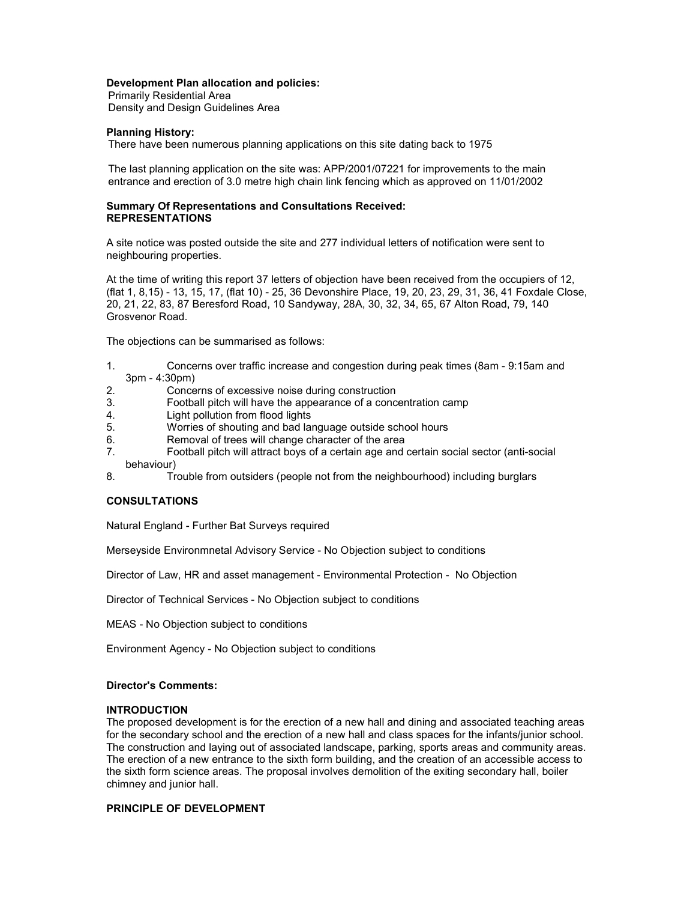**Development Plan allocation and policies:**
Primarily Residential Area
Density and Design Guidelines Area

**Planning History:**
There have been numerous planning applications on this site dating back to 1975

The last planning application on the site was: APP/2001/07221 for improvements to the main entrance and erection of 3.0 metre high chain link fencing which as approved on 11/01/2002

**Summary Of Representations and Consultations Received:**
**REPRESENTATIONS**

A site notice was posted outside the site and 277 individual letters of notification were sent to neighbouring properties.

At the time of writing this report 37 letters of objection have been received from the occupiers of 12, (flat 1, 8,15) - 13, 15, 17, (flat 10) - 25, 36 Devonshire Place, 19, 20, 23, 29, 31, 36, 41 Foxdale Close, 20, 21, 22, 83, 87 Beresford Road, 10 Sandyway, 28A, 30, 32, 34, 65, 67 Alton Road, 79, 140 Grosvenor Road.

The objections can be summarised as follows:

1. Concerns over traffic increase and congestion during peak times (8am - 9:15am and 3pm - 4:30pm)
2. Concerns of excessive noise during construction
3. Football pitch will have the appearance of a concentration camp
4. Light pollution from flood lights
5. Worries of shouting and bad language outside school hours
6. Removal of trees will change character of the area
7. Football pitch will attract boys of a certain age and certain social sector (anti-social behaviour)
8. Trouble from outsiders (people not from the neighbourhood) including burglars

**CONSULTATIONS**

Natural England - Further Bat Surveys required

Merseyside Environmnetal Advisory Service - No Objection subject to conditions

Director of Law, HR and asset management - Environmental Protection - No Objection

Director of Technical Services - No Objection subject to conditions

MEAS - No Objection subject to conditions

Environment Agency - No Objection subject to conditions

**Director's Comments:**

**INTRODUCTION**
The proposed development is for the erection of a new hall and dining and associated teaching areas for the secondary school and the erection of a new hall and class spaces for the infants/junior school. The construction and laying out of associated landscape, parking, sports areas and community areas. The erection of a new entrance to the sixth form building, and the creation of an accessible access to the sixth form science areas. The proposal involves demolition of the exiting secondary hall, boiler chimney and junior hall.

**PRINCIPLE OF DEVELOPMENT**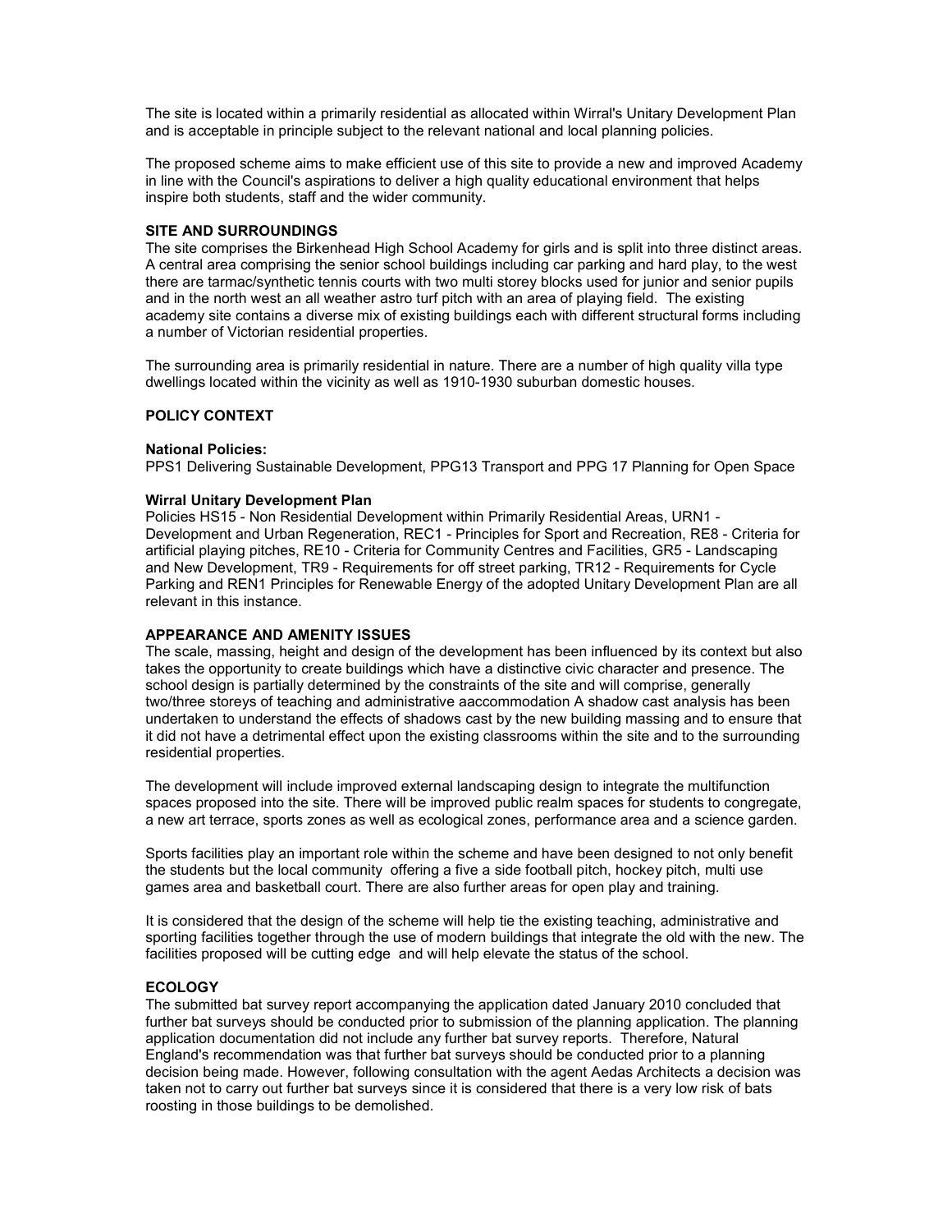The site is located within a primarily residential as allocated within Wirral's Unitary Development Plan and is acceptable in principle subject to the relevant national and local planning policies.

The proposed scheme aims to make efficient use of this site to provide a new and improved Academy in line with the Council's aspirations to deliver a high quality educational environment that helps inspire both students, staff and the wider community.

**SITE AND SURROUNDINGS**

The site comprises the Birkenhead High School Academy for girls and is split into three distinct areas. A central area comprising the senior school buildings including car parking and hard play, to the west there are tarmac/synthetic tennis courts with two multi storey blocks used for junior and senior pupils and in the north west an all weather astro turf pitch with an area of playing field. The existing academy site contains a diverse mix of existing buildings each with different structural forms including a number of Victorian residential properties.

The surrounding area is primarily residential in nature. There are a number of high quality villa type dwellings located within the vicinity as well as 1910-1930 suburban domestic houses.

**POLICY CONTEXT**

**National Policies:**

PPS1 Delivering Sustainable Development, PPG13 Transport and PPG 17 Planning for Open Space

**Wirral Unitary Development Plan**

Policies HS15 - Non Residential Development within Primarily Residential Areas, URN1 - Development and Urban Regeneration, REC1 - Principles for Sport and Recreation, RE8 - Criteria for artificial playing pitches, RE10 - Criteria for Community Centres and Facilities, GR5 - Landscaping and New Development, TR9 - Requirements for off street parking, TR12 - Requirements for Cycle Parking and REN1 Principles for Renewable Energy of the adopted Unitary Development Plan are all relevant in this instance.

**APPEARANCE AND AMENITY ISSUES**

The scale, massing, height and design of the development has been influenced by its context but also takes the opportunity to create buildings which have a distinctive civic character and presence. The school design is partially determined by the constraints of the site and will comprise, generally two/three storeys of teaching and administrative aaccommodation A shadow cast analysis has been undertaken to understand the effects of shadows cast by the new building massing and to ensure that it did not have a detrimental effect upon the existing classrooms within the site and to the surrounding residential properties.

The development will include improved external landscaping design to integrate the multifunction spaces proposed into the site. There will be improved public realm spaces for students to congregate, a new art terrace, sports zones as well as ecological zones, performance area and a science garden.

Sports facilities play an important role within the scheme and have been designed to not only benefit the students but the local community offering a five a side football pitch, hockey pitch, multi use games area and basketball court. There are also further areas for open play and training.

It is considered that the design of the scheme will help tie the existing teaching, administrative and sporting facilities together through the use of modern buildings that integrate the old with the new. The facilities proposed will be cutting edge and will help elevate the status of the school.

**ECOLOGY**

The submitted bat survey report accompanying the application dated January 2010 concluded that further bat surveys should be conducted prior to submission of the planning application. The planning application documentation did not include any further bat survey reports. Therefore, Natural England's recommendation was that further bat surveys should be conducted prior to a planning decision being made. However, following consultation with the agent Aedas Architects a decision was taken not to carry out further bat surveys since it is considered that there is a very low risk of bats roosting in those buildings to be demolished.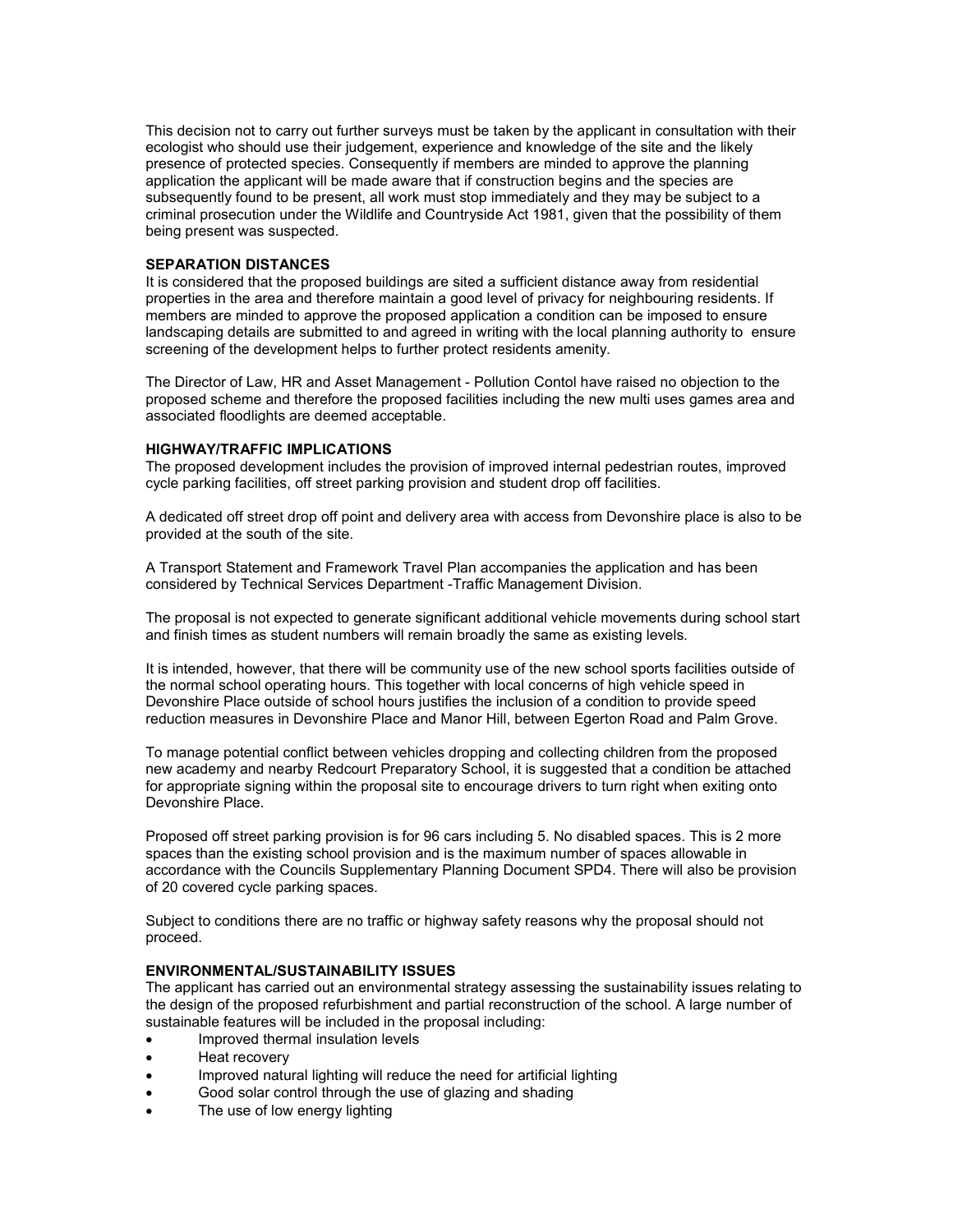This decision not to carry out further surveys must be taken by the applicant in consultation with their ecologist who should use their judgement, experience and knowledge of the site and the likely presence of protected species. Consequently if members are minded to approve the planning application the applicant will be made aware that if construction begins and the species are subsequently found to be present, all work must stop immediately and they may be subject to a criminal prosecution under the Wildlife and Countryside Act 1981, given that the possibility of them being present was suspected.

**SEPARATION DISTANCES**

It is considered that the proposed buildings are sited a sufficient distance away from residential properties in the area and therefore maintain a good level of privacy for neighbouring residents. If members are minded to approve the proposed application a condition can be imposed to ensure landscaping details are submitted to and agreed in writing with the local planning authority to ensure screening of the development helps to further protect residents amenity.

The Director of Law, HR and Asset Management - Pollution Contol have raised no objection to the proposed scheme and therefore the proposed facilities including the new multi uses games area and associated floodlights are deemed acceptable.

**HIGHWAY/TRAFFIC IMPLICATIONS**

The proposed development includes the provision of improved internal pedestrian routes, improved cycle parking facilities, off street parking provision and student drop off facilities.

A dedicated off street drop off point and delivery area with access from Devonshire place is also to be provided at the south of the site.

A Transport Statement and Framework Travel Plan accompanies the application and has been considered by Technical Services Department -Traffic Management Division.

The proposal is not expected to generate significant additional vehicle movements during school start and finish times as student numbers will remain broadly the same as existing levels.

It is intended, however, that there will be community use of the new school sports facilities outside of the normal school operating hours. This together with local concerns of high vehicle speed in Devonshire Place outside of school hours justifies the inclusion of a condition to provide speed reduction measures in Devonshire Place and Manor Hill, between Egerton Road and Palm Grove.

To manage potential conflict between vehicles dropping and collecting children from the proposed new academy and nearby Redcourt Preparatory School, it is suggested that a condition be attached for appropriate signing within the proposal site to encourage drivers to turn right when exiting onto Devonshire Place.

Proposed off street parking provision is for 96 cars including 5. No disabled spaces. This is 2 more spaces than the existing school provision and is the maximum number of spaces allowable in accordance with the Councils Supplementary Planning Document SPD4. There will also be provision of 20 covered cycle parking spaces.

Subject to conditions there are no traffic or highway safety reasons why the proposal should not proceed.

**ENVIRONMENTAL/SUSTAINABILITY ISSUES**

The applicant has carried out an environmental strategy assessing the sustainability issues relating to the design of the proposed refurbishment and partial reconstruction of the school. A large number of sustainable features will be included in the proposal including:

- Improved thermal insulation levels
- Heat recovery
- Improved natural lighting will reduce the need for artificial lighting
- Good solar control through the use of glazing and shading
- The use of low energy lighting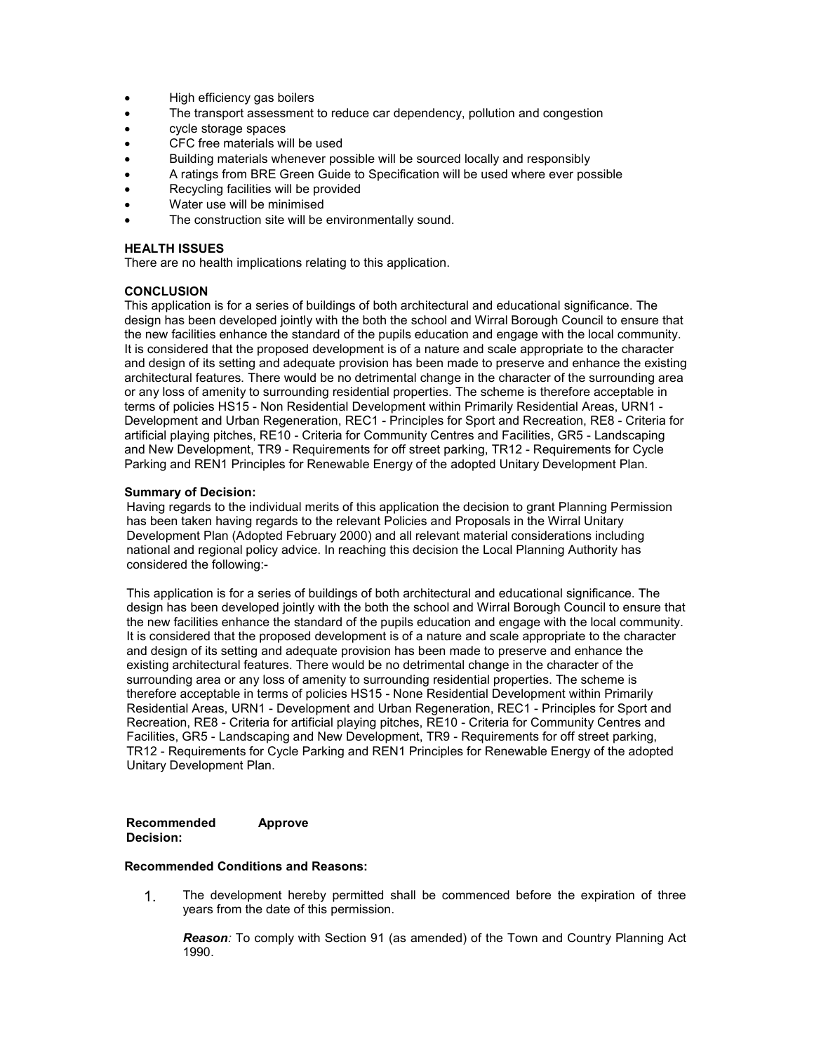- High efficiency gas boilers
- The transport assessment to reduce car dependency, pollution and congestion
- cycle storage spaces
- CFC free materials will be used
- Building materials whenever possible will be sourced locally and responsibly
- A ratings from BRE Green Guide to Specification will be used where ever possible
- Recycling facilities will be provided
- Water use will be minimised
- The construction site will be environmentally sound.

**HEALTH ISSUES**

There are no health implications relating to this application.

**CONCLUSION**

This application is for a series of buildings of both architectural and educational significance. The design has been developed jointly with the both the school and Wirral Borough Council to ensure that the new facilities enhance the standard of the pupils education and engage with the local community. It is considered that the proposed development is of a nature and scale appropriate to the character and design of its setting and adequate provision has been made to preserve and enhance the existing architectural features. There would be no detrimental change in the character of the surrounding area or any loss of amenity to surrounding residential properties. The scheme is therefore acceptable in terms of policies HS15 - Non Residential Development within Primarily Residential Areas, URN1 - Development and Urban Regeneration, REC1 - Principles for Sport and Recreation, RE8 - Criteria for artificial playing pitches, RE10 - Criteria for Community Centres and Facilities, GR5 - Landscaping and New Development, TR9 - Requirements for off street parking, TR12 - Requirements for Cycle Parking and REN1 Principles for Renewable Energy of the adopted Unitary Development Plan.

**Summary of Decision:**

Having regards to the individual merits of this application the decision to grant Planning Permission has been taken having regards to the relevant Policies and Proposals in the Wirral Unitary Development Plan (Adopted February 2000) and all relevant material considerations including national and regional policy advice. In reaching this decision the Local Planning Authority has considered the following:-

This application is for a series of buildings of both architectural and educational significance. The design has been developed jointly with the both the school and Wirral Borough Council to ensure that the new facilities enhance the standard of the pupils education and engage with the local community. It is considered that the proposed development is of a nature and scale appropriate to the character and design of its setting and adequate provision has been made to preserve and enhance the existing architectural features. There would be no detrimental change in the character of the surrounding area or any loss of amenity to surrounding residential properties. The scheme is therefore acceptable in terms of policies HS15 - None Residential Development within Primarily Residential Areas, URN1 - Development and Urban Regeneration, REC1 - Principles for Sport and Recreation, RE8 - Criteria for artificial playing pitches, RE10 - Criteria for Community Centres and Facilities, GR5 - Landscaping and New Development, TR9 - Requirements for off street parking, TR12 - Requirements for Cycle Parking and REN1 Principles for Renewable Energy of the adopted Unitary Development Plan.

**Recommended Decision:** **Approve**

**Recommended Conditions and Reasons:**

1. The development hereby permitted shall be commenced before the expiration of three years from the date of this permission.

   ***Reason**:* To comply with Section 91 (as amended) of the Town and Country Planning Act 1990.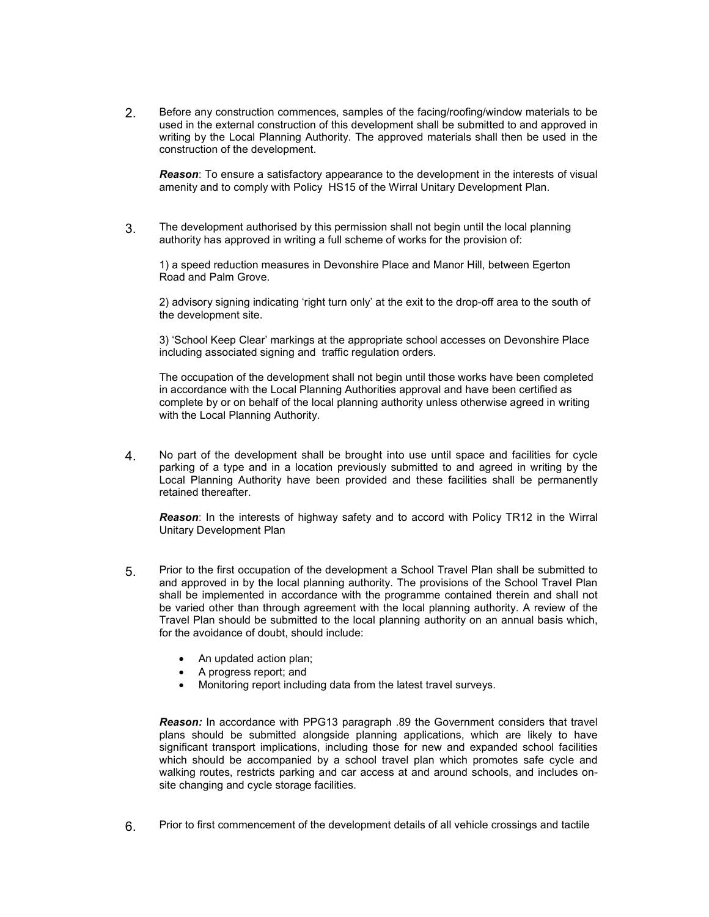2. Before any construction commences, samples of the facing/roofing/window materials to be used in the external construction of this development shall be submitted to and approved in writing by the Local Planning Authority. The approved materials shall then be used in the construction of the development.

   ***Reason***: To ensure a satisfactory appearance to the development in the interests of visual amenity and to comply with Policy HS15 of the Wirral Unitary Development Plan.

3. The development authorised by this permission shall not begin until the local planning authority has approved in writing a full scheme of works for the provision of:

   1) a speed reduction measures in Devonshire Place and Manor Hill, between Egerton Road and Palm Grove.

   2) advisory signing indicating 'right turn only' at the exit to the drop-off area to the south of the development site.

   3) 'School Keep Clear' markings at the appropriate school accesses on Devonshire Place including associated signing and traffic regulation orders.

   The occupation of the development shall not begin until those works have been completed in accordance with the Local Planning Authorities approval and have been certified as complete by or on behalf of the local planning authority unless otherwise agreed in writing with the Local Planning Authority.

4. No part of the development shall be brought into use until space and facilities for cycle parking of a type and in a location previously submitted to and agreed in writing by the Local Planning Authority have been provided and these facilities shall be permanently retained thereafter.

   ***Reason***: In the interests of highway safety and to accord with Policy TR12 in the Wirral Unitary Development Plan

5. Prior to the first occupation of the development a School Travel Plan shall be submitted to and approved in by the local planning authority. The provisions of the School Travel Plan shall be implemented in accordance with the programme contained therein and shall not be varied other than through agreement with the local planning authority. A review of the Travel Plan should be submitted to the local planning authority on an annual basis which, for the avoidance of doubt, should include:

   - An updated action plan;
   - A progress report; and
   - Monitoring report including data from the latest travel surveys.

   ***Reason:*** In accordance with PPG13 paragraph .89 the Government considers that travel plans should be submitted alongside planning applications, which are likely to have significant transport implications, including those for new and expanded school facilities which should be accompanied by a school travel plan which promotes safe cycle and walking routes, restricts parking and car access at and around schools, and includes on-site changing and cycle storage facilities.

6. Prior to first commencement of the development details of all vehicle crossings and tactile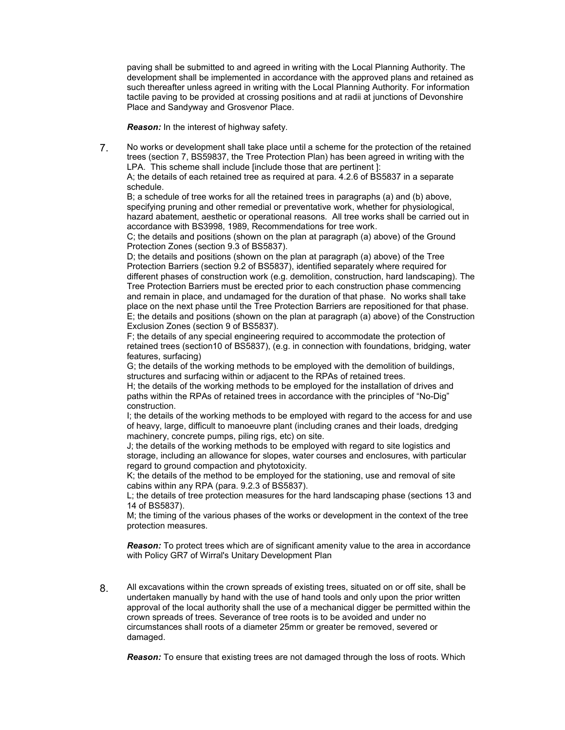paving shall be submitted to and agreed in writing with the Local Planning Authority. The development shall be implemented in accordance with the approved plans and retained as such thereafter unless agreed in writing with the Local Planning Authority. For information tactile paving to be provided at crossing positions and at radii at junctions of Devonshire Place and Sandyway and Grosvenor Place.

***Reason:*** In the interest of highway safety.

7. No works or development shall take place until a scheme for the protection of the retained trees (section 7, BS59837, the Tree Protection Plan) has been agreed in writing with the LPA. This scheme shall include [include those that are pertinent ]:
A; the details of each retained tree as required at para. 4.2.6 of BS5837 in a separate schedule.
B; a schedule of tree works for all the retained trees in paragraphs (a) and (b) above, specifying pruning and other remedial or preventative work, whether for physiological, hazard abatement, aesthetic or operational reasons. All tree works shall be carried out in accordance with BS3998, 1989, Recommendations for tree work.
C; the details and positions (shown on the plan at paragraph (a) above) of the Ground Protection Zones (section 9.3 of BS5837).
D; the details and positions (shown on the plan at paragraph (a) above) of the Tree Protection Barriers (section 9.2 of BS5837), identified separately where required for different phases of construction work (e.g. demolition, construction, hard landscaping). The Tree Protection Barriers must be erected prior to each construction phase commencing and remain in place, and undamaged for the duration of that phase. No works shall take place on the next phase until the Tree Protection Barriers are repositioned for that phase.
E; the details and positions (shown on the plan at paragraph (a) above) of the Construction Exclusion Zones (section 9 of BS5837).
F; the details of any special engineering required to accommodate the protection of retained trees (section10 of BS5837), (e.g. in connection with foundations, bridging, water features, surfacing)
G; the details of the working methods to be employed with the demolition of buildings, structures and surfacing within or adjacent to the RPAs of retained trees.
H; the details of the working methods to be employed for the installation of drives and paths within the RPAs of retained trees in accordance with the principles of "No-Dig" construction.
I; the details of the working methods to be employed with regard to the access for and use of heavy, large, difficult to manoeuvre plant (including cranes and their loads, dredging machinery, concrete pumps, piling rigs, etc) on site.
J; the details of the working methods to be employed with regard to site logistics and storage, including an allowance for slopes, water courses and enclosures, with particular regard to ground compaction and phytotoxicity.
K; the details of the method to be employed for the stationing, use and removal of site cabins within any RPA (para. 9.2.3 of BS5837).
L; the details of tree protection measures for the hard landscaping phase (sections 13 and 14 of BS5837).
M; the timing of the various phases of the works or development in the context of the tree protection measures.

***Reason:*** To protect trees which are of significant amenity value to the area in accordance with Policy GR7 of Wirral's Unitary Development Plan

8. All excavations within the crown spreads of existing trees, situated on or off site, shall be undertaken manually by hand with the use of hand tools and only upon the prior written approval of the local authority shall the use of a mechanical digger be permitted within the crown spreads of trees. Severance of tree roots is to be avoided and under no circumstances shall roots of a diameter 25mm or greater be removed, severed or damaged.

***Reason:*** To ensure that existing trees are not damaged through the loss of roots. Which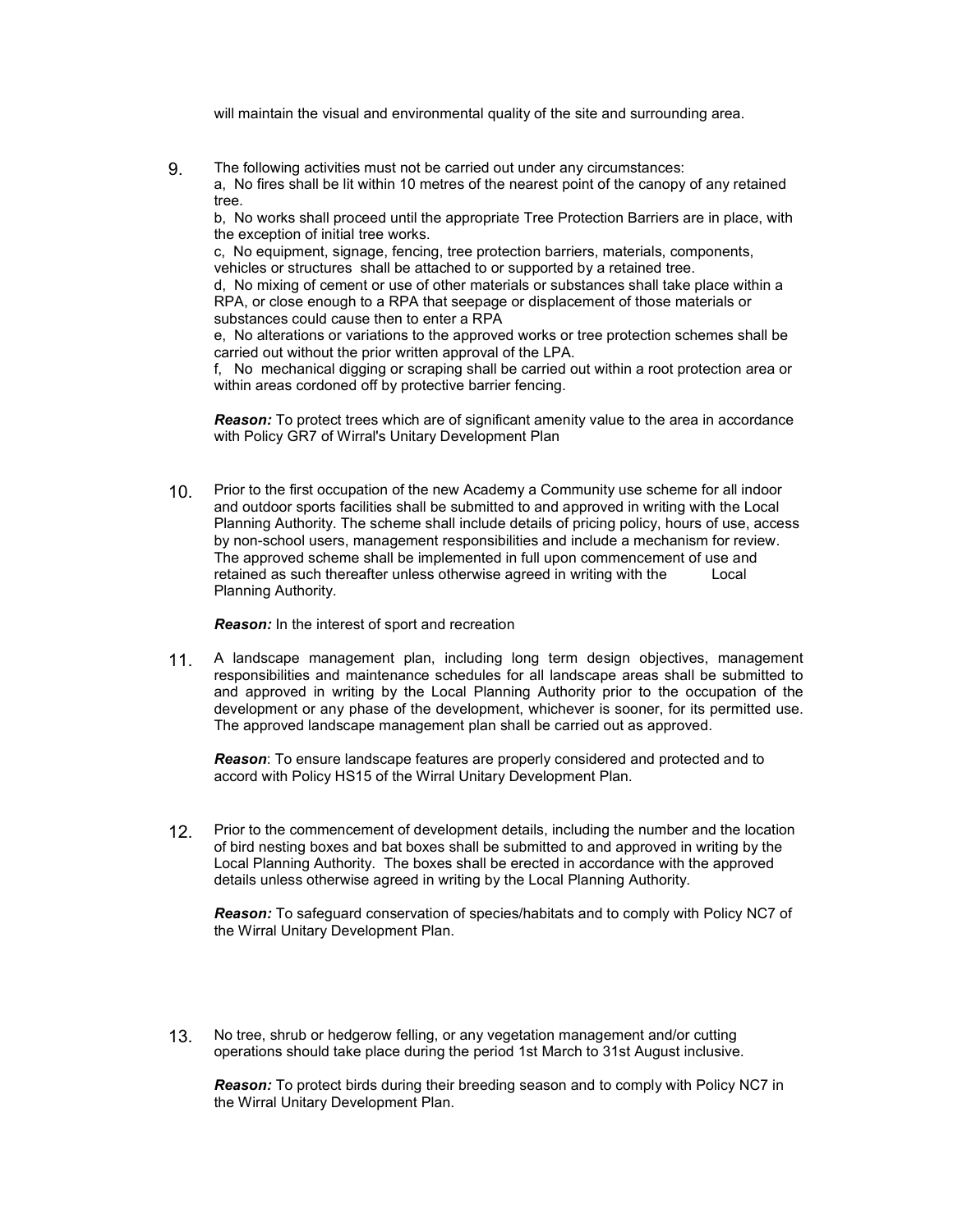will maintain the visual and environmental quality of the site and surrounding area.

9. The following activities must not be carried out under any circumstances:
   a, No fires shall be lit within 10 metres of the nearest point of the canopy of any retained tree.
   b, No works shall proceed until the appropriate Tree Protection Barriers are in place, with the exception of initial tree works.
   c, No equipment, signage, fencing, tree protection barriers, materials, components, vehicles or structures shall be attached to or supported by a retained tree.
   d, No mixing of cement or use of other materials or substances shall take place within a RPA, or close enough to a RPA that seepage or displacement of those materials or substances could cause then to enter a RPA
   e, No alterations or variations to the approved works or tree protection schemes shall be carried out without the prior written approval of the LPA.
   f, No mechanical digging or scraping shall be carried out within a root protection area or within areas cordoned off by protective barrier fencing.

   ***Reason:*** To protect trees which are of significant amenity value to the area in accordance with Policy GR7 of Wirral's Unitary Development Plan

10. Prior to the first occupation of the new Academy a Community use scheme for all indoor and outdoor sports facilities shall be submitted to and approved in writing with the Local Planning Authority. The scheme shall include details of pricing policy, hours of use, access by non-school users, management responsibilities and include a mechanism for review. The approved scheme shall be implemented in full upon commencement of use and retained as such thereafter unless otherwise agreed in writing with the Local Planning Authority.

    ***Reason:*** In the interest of sport and recreation

11. A landscape management plan, including long term design objectives, management responsibilities and maintenance schedules for all landscape areas shall be submitted to and approved in writing by the Local Planning Authority prior to the occupation of the development or any phase of the development, whichever is sooner, for its permitted use. The approved landscape management plan shall be carried out as approved.

    ***Reason***: To ensure landscape features are properly considered and protected and to accord with Policy HS15 of the Wirral Unitary Development Plan.

12. Prior to the commencement of development details, including the number and the location of bird nesting boxes and bat boxes shall be submitted to and approved in writing by the Local Planning Authority. The boxes shall be erected in accordance with the approved details unless otherwise agreed in writing by the Local Planning Authority.

    ***Reason:*** To safeguard conservation of species/habitats and to comply with Policy NC7 of the Wirral Unitary Development Plan.

13. No tree, shrub or hedgerow felling, or any vegetation management and/or cutting operations should take place during the period 1st March to 31st August inclusive.

    ***Reason:*** To protect birds during their breeding season and to comply with Policy NC7 in the Wirral Unitary Development Plan.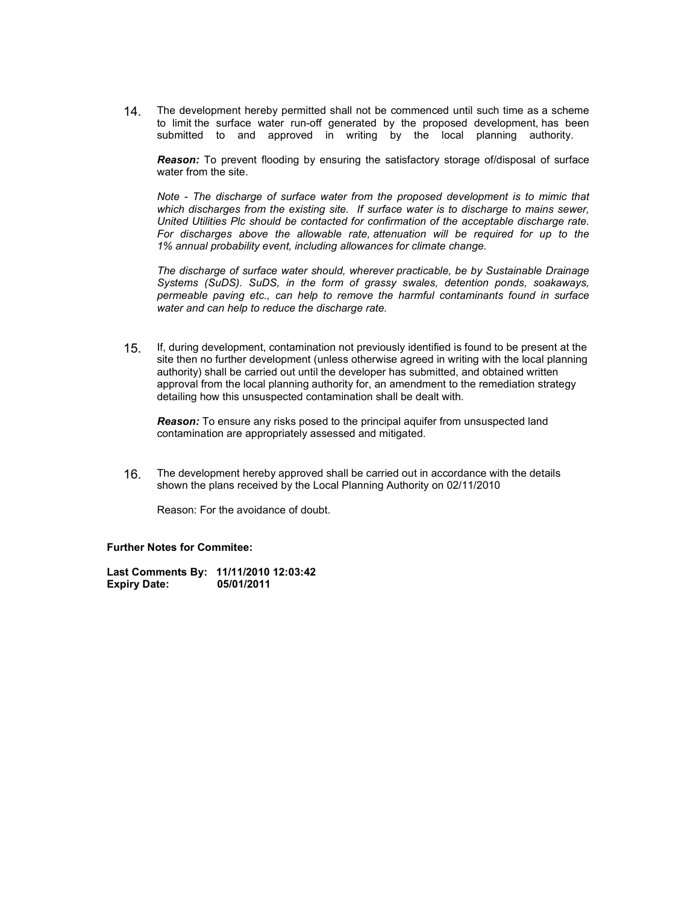14. The development hereby permitted shall not be commenced until such time as a scheme to limit the surface water run-off generated by the proposed development, has been submitted to and approved in writing by the local planning authority.

    ***Reason:*** To prevent flooding by ensuring the satisfactory storage of/disposal of surface water from the site.

    *Note - The discharge of surface water from the proposed development is to mimic that which discharges from the existing site. If surface water is to discharge to mains sewer, United Utilities Plc should be contacted for confirmation of the acceptable discharge rate. For discharges above the allowable rate, attenuation will be required for up to the 1% annual probability event, including allowances for climate change.*

    *The discharge of surface water should, wherever practicable, be by Sustainable Drainage Systems (SuDS). SuDS, in the form of grassy swales, detention ponds, soakaways, permeable paving etc., can help to remove the harmful contaminants found in surface water and can help to reduce the discharge rate.*

15. If, during development, contamination not previously identified is found to be present at the site then no further development (unless otherwise agreed in writing with the local planning authority) shall be carried out until the developer has submitted, and obtained written approval from the local planning authority for, an amendment to the remediation strategy detailing how this unsuspected contamination shall be dealt with.

    ***Reason:*** To ensure any risks posed to the principal aquifer from unsuspected land contamination are appropriately assessed and mitigated.

16. The development hereby approved shall be carried out in accordance with the details shown the plans received by the Local Planning Authority on 02/11/2010

    Reason: For the avoidance of doubt.

**Further Notes for Commitee:**

**Last Comments By: 11/11/2010 12:03:42**
**Expiry Date: 05/01/2011**